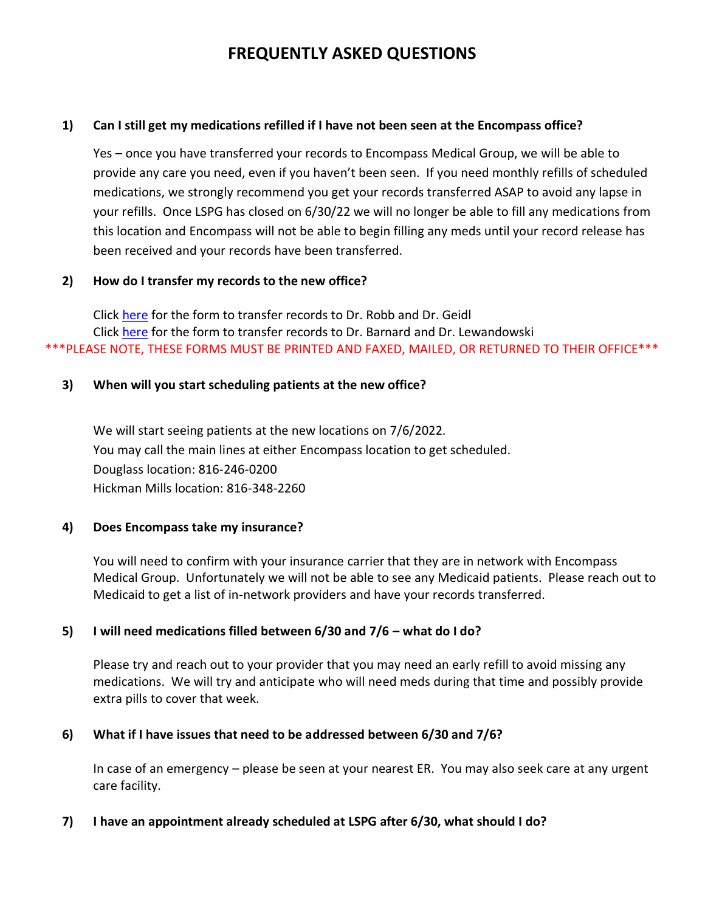# FREQUENTLY ASKED QUESTIONS

**1) Can I still get my medications refilled if I have not been seen at the Encompass office?**

Yes – once you have transferred your records to Encompass Medical Group, we will be able to provide any care you need, even if you haven't been seen. If you need monthly refills of scheduled medications, we strongly recommend you get your records transferred ASAP to avoid any lapse in your refills. Once LSPG has closed on 6/30/22 we will no longer be able to fill any medications from this location and Encompass will not be able to begin filling any meds until your record release has been received and your records have been transferred.

**2) How do I transfer my records to the new office?**

Click here for the form to transfer records to Dr. Robb and Dr. Geidl
Click here for the form to transfer records to Dr. Barnard and Dr. Lewandowski

***PLEASE NOTE, THESE FORMS MUST BE PRINTED AND FAXED, MAILED, OR RETURNED TO THEIR OFFICE***

**3) When will you start scheduling patients at the new office?**

We will start seeing patients at the new locations on 7/6/2022.
You may call the main lines at either Encompass location to get scheduled.
Douglass location: 816-246-0200
Hickman Mills location: 816-348-2260

**4) Does Encompass take my insurance?**

You will need to confirm with your insurance carrier that they are in network with Encompass Medical Group. Unfortunately we will not be able to see any Medicaid patients. Please reach out to Medicaid to get a list of in-network providers and have your records transferred.

**5) I will need medications filled between 6/30 and 7/6 – what do I do?**

Please try and reach out to your provider that you may need an early refill to avoid missing any medications. We will try and anticipate who will need meds during that time and possibly provide extra pills to cover that week.

**6) What if I have issues that need to be addressed between 6/30 and 7/6?**

In case of an emergency – please be seen at your nearest ER. You may also seek care at any urgent care facility.

**7) I have an appointment already scheduled at LSPG after 6/30, what should I do?**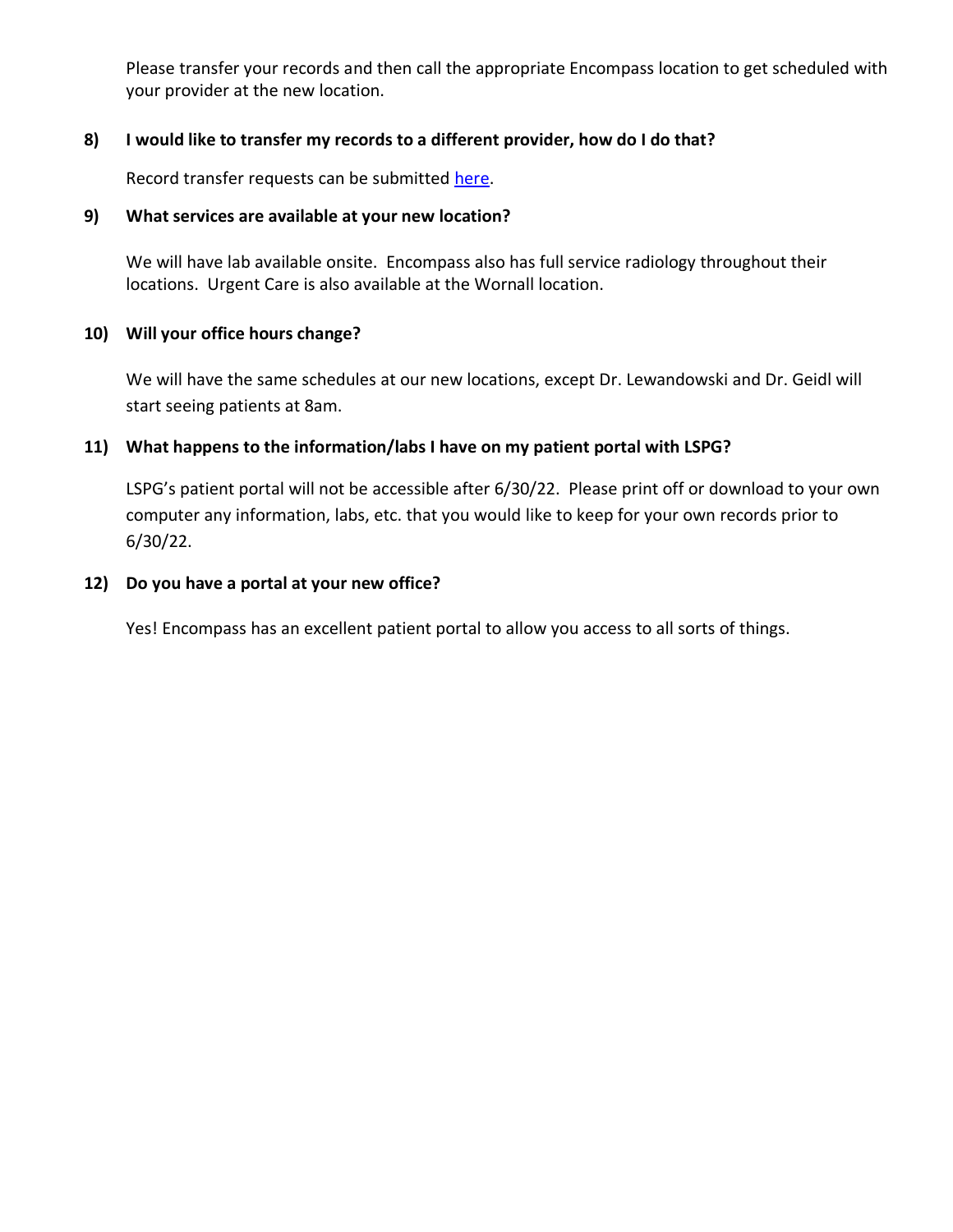Please transfer your records and then call the appropriate Encompass location to get scheduled with your provider at the new location.

**8) I would like to transfer my records to a different provider, how do I do that?**

Record transfer requests can be submitted [here].

**9) What services are available at your new location?**

We will have lab available onsite. Encompass also has full service radiology throughout their locations. Urgent Care is also available at the Wornall location.

**10) Will your office hours change?**

We will have the same schedules at our new locations, except Dr. Lewandowski and Dr. Geidl will start seeing patients at 8am.

**11) What happens to the information/labs I have on my patient portal with LSPG?**

LSPG's patient portal will not be accessible after 6/30/22. Please print off or download to your own computer any information, labs, etc. that you would like to keep for your own records prior to 6/30/22.

**12) Do you have a portal at your new office?**

Yes! Encompass has an excellent patient portal to allow you access to all sorts of things.